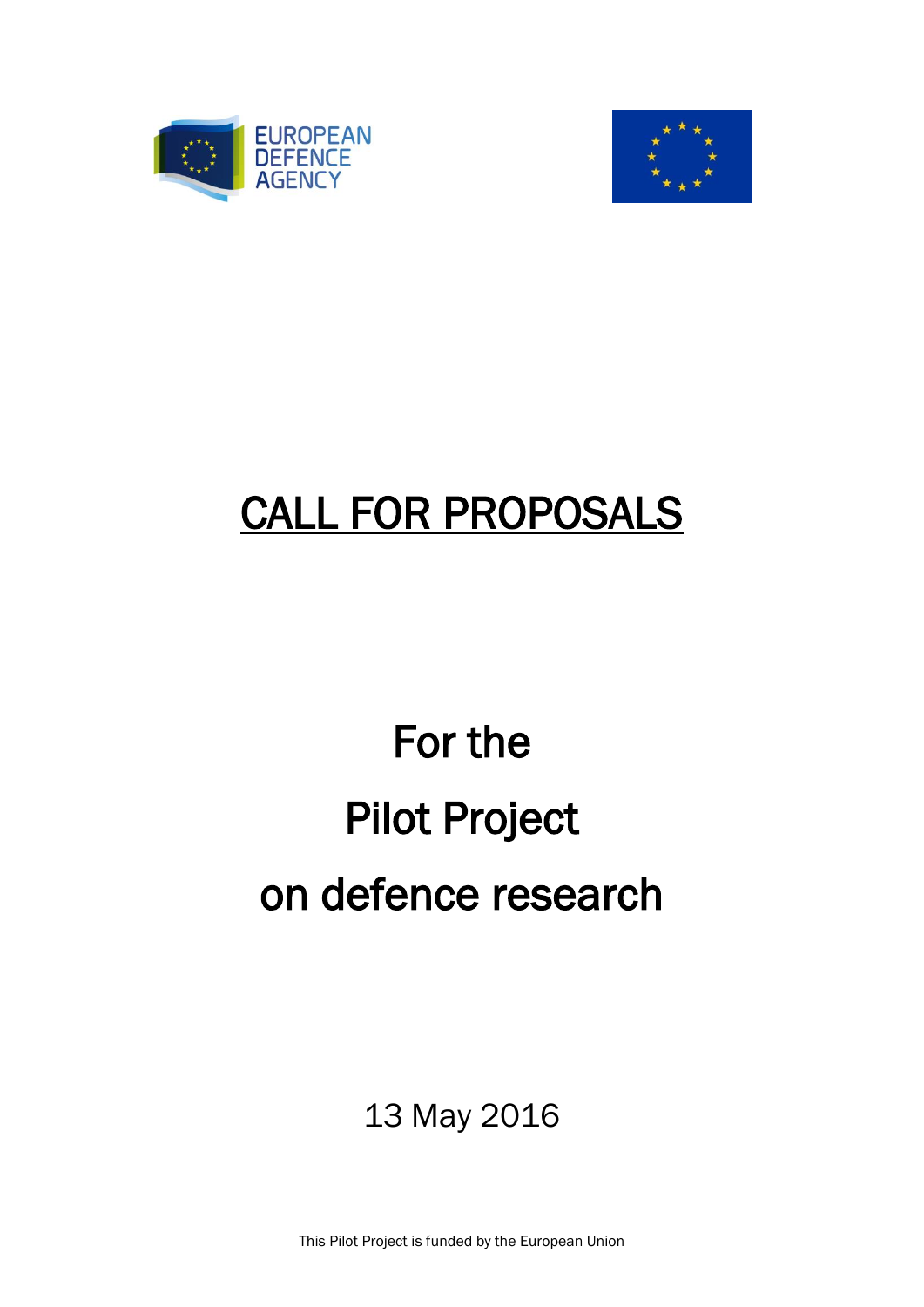EUROPEAN DEFENCE AGENCY

# CALL FOR PROPOSALS

## For the Pilot Project on defence research

13 May 2016

This Pilot Project is funded by the European Union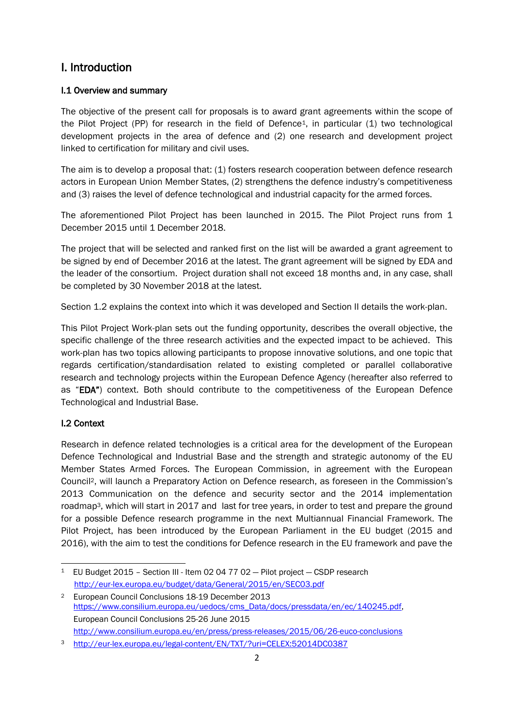# I. Introduction

## I.1 Overview and summary

The objective of the present call for proposals is to award grant agreements within the scope of the Pilot Project (PP) for research in the field of Defence[1], in particular (1) two technological development projects in the area of defence and (2) one research and development project linked to certification for military and civil uses.

The aim is to develop a proposal that: (1) fosters research cooperation between defence research actors in European Union Member States, (2) strengthens the defence industry's competitiveness and (3) raises the level of defence technological and industrial capacity for the armed forces.

The aforementioned Pilot Project has been launched in 2015. The Pilot Project runs from 1 December 2015 until 1 December 2018.

The project that will be selected and ranked first on the list will be awarded a grant agreement to be signed by end of December 2016 at the latest. The grant agreement will be signed by EDA and the leader of the consortium. Project duration shall not exceed 18 months and, in any case, shall be completed by 30 November 2018 at the latest.

Section 1.2 explains the context into which it was developed and Section II details the work-plan.

This Pilot Project Work-plan sets out the funding opportunity, describes the overall objective, the specific challenge of the three research activities and the expected impact to be achieved. This work-plan has two topics allowing participants to propose innovative solutions, and one topic that regards certification/standardisation related to existing completed or parallel collaborative research and technology projects within the European Defence Agency (hereafter also referred to as "**EDA**") context. Both should contribute to the competitiveness of the European Defence Technological and Industrial Base.

## I.2 Context

Research in defence related technologies is a critical area for the development of the European Defence Technological and Industrial Base and the strength and strategic autonomy of the EU Member States Armed Forces. The European Commission, in agreement with the European Council[2], will launch a Preparatory Action on Defence research, as foreseen in the Commission's 2013 Communication on the defence and security sector and the 2014 implementation roadmap[3], which will start in 2017 and last for tree years, in order to test and prepare the ground for a possible Defence research programme in the next Multiannual Financial Framework. The Pilot Project, has been introduced by the European Parliament in the EU budget (2015 and 2016), with the aim to test the conditions for Defence research in the EU framework and pave the

---

[1] EU Budget 2015 – Section III - Item 02 04 77 02 — Pilot project — CSDP research http://eur-lex.europa.eu/budget/data/General/2015/en/SEC03.pdf

[2] European Council Conclusions 18-19 December 2013 https://www.consilium.europa.eu/uedocs/cms_Data/docs/pressdata/en/ec/140245.pdf, European Council Conclusions 25-26 June 2015 http://www.consilium.europa.eu/en/press/press-releases/2015/06/26-euco-conclusions

[3] http://eur-lex.europa.eu/legal-content/EN/TXT/?uri=CELEX:52014DC0387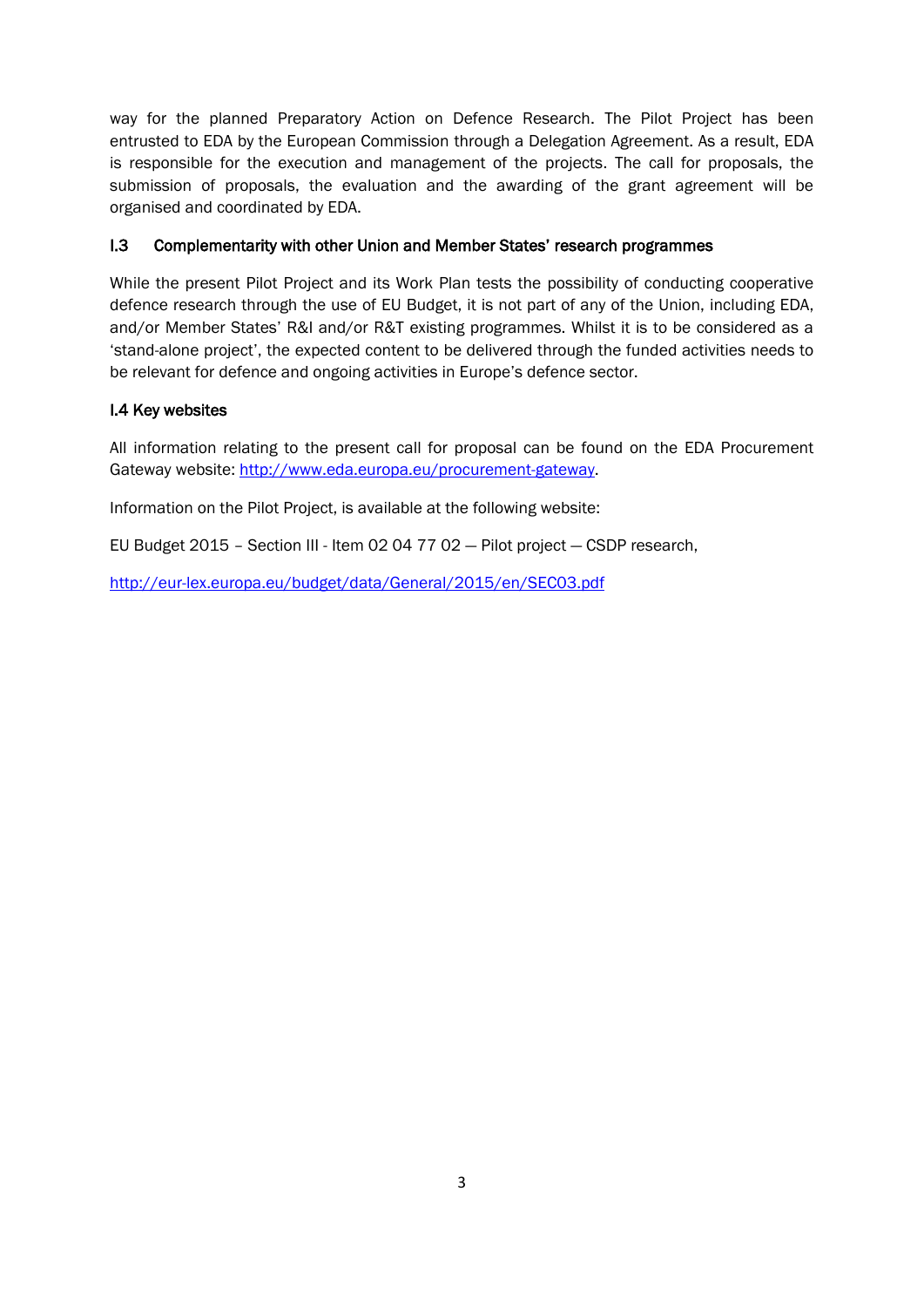way for the planned Preparatory Action on Defence Research. The Pilot Project has been entrusted to EDA by the European Commission through a Delegation Agreement. As a result, EDA is responsible for the execution and management of the projects. The call for proposals, the submission of proposals, the evaluation and the awarding of the grant agreement will be organised and coordinated by EDA.

### I.3 Complementarity with other Union and Member States' research programmes

While the present Pilot Project and its Work Plan tests the possibility of conducting cooperative defence research through the use of EU Budget, it is not part of any of the Union, including EDA, and/or Member States' R&I and/or R&T existing programmes. Whilst it is to be considered as a 'stand-alone project', the expected content to be delivered through the funded activities needs to be relevant for defence and ongoing activities in Europe's defence sector.

### I.4 Key websites

All information relating to the present call for proposal can be found on the EDA Procurement Gateway website: [http://www.eda.europa.eu/procurement-gateway](http://www.eda.europa.eu/procurement-gateway).

Information on the Pilot Project, is available at the following website:

EU Budget 2015 – Section III - Item 02 04 77 02 — Pilot project — CSDP research,

[http://eur-lex.europa.eu/budget/data/General/2015/en/SEC03.pdf](http://eur-lex.europa.eu/budget/data/General/2015/en/SEC03.pdf)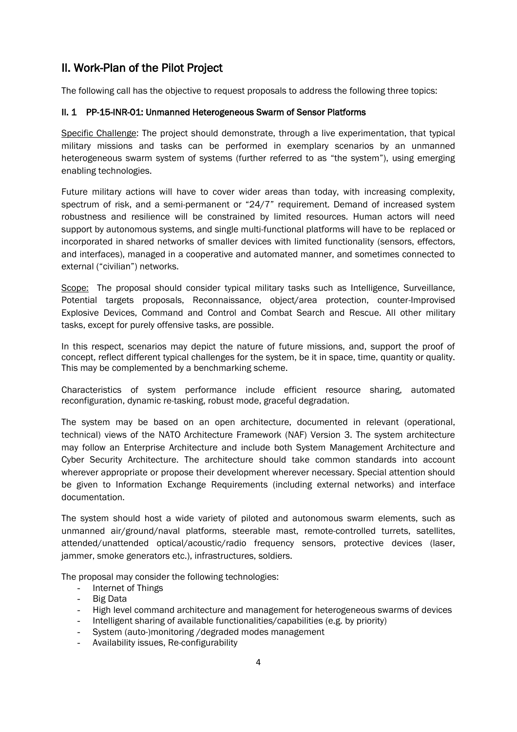## II. Work-Plan of the Pilot Project

The following call has the objective to request proposals to address the following three topics:

### II. 1 PP-15-INR-01: Unmanned Heterogeneous Swarm of Sensor Platforms

Specific Challenge: The project should demonstrate, through a live experimentation, that typical military missions and tasks can be performed in exemplary scenarios by an unmanned heterogeneous swarm system of systems (further referred to as "the system"), using emerging enabling technologies.

Future military actions will have to cover wider areas than today, with increasing complexity, spectrum of risk, and a semi-permanent or "24/7" requirement. Demand of increased system robustness and resilience will be constrained by limited resources. Human actors will need support by autonomous systems, and single multi-functional platforms will have to be replaced or incorporated in shared networks of smaller devices with limited functionality (sensors, effectors, and interfaces), managed in a cooperative and automated manner, and sometimes connected to external ("civilian") networks.

Scope: The proposal should consider typical military tasks such as Intelligence, Surveillance, Potential targets proposals, Reconnaissance, object/area protection, counter-Improvised Explosive Devices, Command and Control and Combat Search and Rescue. All other military tasks, except for purely offensive tasks, are possible.

In this respect, scenarios may depict the nature of future missions, and, support the proof of concept, reflect different typical challenges for the system, be it in space, time, quantity or quality. This may be complemented by a benchmarking scheme.

Characteristics of system performance include efficient resource sharing, automated reconfiguration, dynamic re-tasking, robust mode, graceful degradation.

The system may be based on an open architecture, documented in relevant (operational, technical) views of the NATO Architecture Framework (NAF) Version 3. The system architecture may follow an Enterprise Architecture and include both System Management Architecture and Cyber Security Architecture. The architecture should take common standards into account wherever appropriate or propose their development wherever necessary. Special attention should be given to Information Exchange Requirements (including external networks) and interface documentation.

The system should host a wide variety of piloted and autonomous swarm elements, such as unmanned air/ground/naval platforms, steerable mast, remote-controlled turrets, satellites, attended/unattended optical/acoustic/radio frequency sensors, protective devices (laser, jammer, smoke generators etc.), infrastructures, soldiers.

The proposal may consider the following technologies:

- Internet of Things
- Big Data
- High level command architecture and management for heterogeneous swarms of devices
- Intelligent sharing of available functionalities/capabilities (e.g. by priority)
- System (auto-)monitoring /degraded modes management
- Availability issues, Re-configurability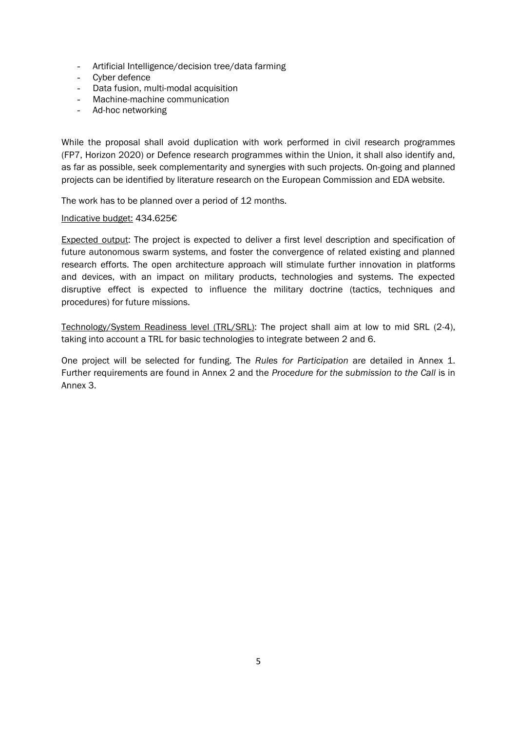- Artificial Intelligence/decision tree/data farming
- Cyber defence
- Data fusion, multi-modal acquisition
- Machine-machine communication
- Ad-hoc networking

While the proposal shall avoid duplication with work performed in civil research programmes (FP7, Horizon 2020) or Defence research programmes within the Union, it shall also identify and, as far as possible, seek complementarity and synergies with such projects. On-going and planned projects can be identified by literature research on the European Commission and EDA website.

The work has to be planned over a period of 12 months.

Indicative budget: 434.625€

Expected output: The project is expected to deliver a first level description and specification of future autonomous swarm systems, and foster the convergence of related existing and planned research efforts. The open architecture approach will stimulate further innovation in platforms and devices, with an impact on military products, technologies and systems. The expected disruptive effect is expected to influence the military doctrine (tactics, techniques and procedures) for future missions.

Technology/System Readiness level (TRL/SRL): The project shall aim at low to mid SRL (2-4), taking into account a TRL for basic technologies to integrate between 2 and 6.

One project will be selected for funding. The *Rules for Participation* are detailed in Annex 1. Further requirements are found in Annex 2 and the *Procedure for the submission to the Call* is in Annex 3.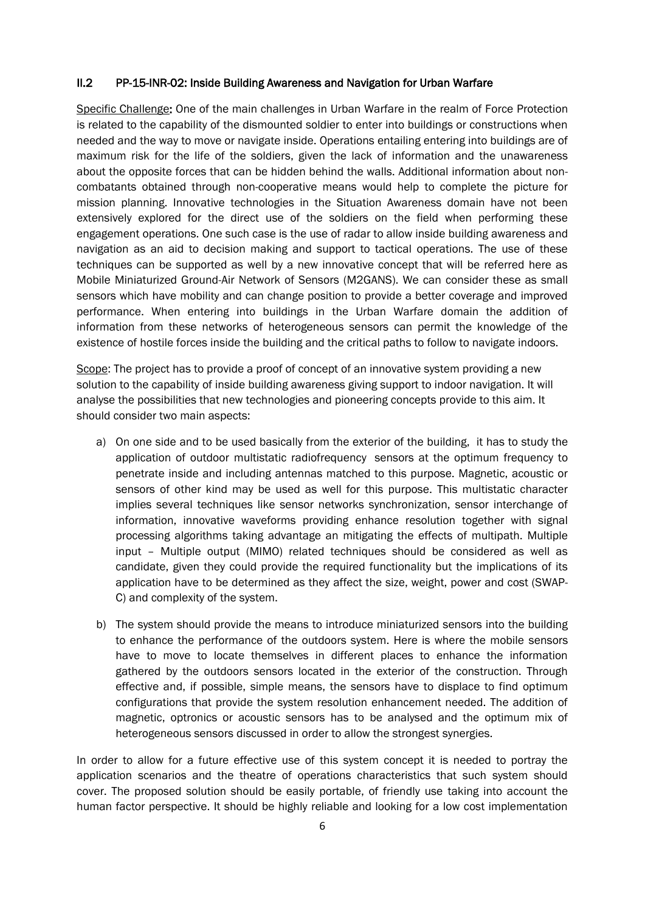### II.2 PP-15-INR-02: Inside Building Awareness and Navigation for Urban Warfare

Specific Challenge**:** One of the main challenges in Urban Warfare in the realm of Force Protection is related to the capability of the dismounted soldier to enter into buildings or constructions when needed and the way to move or navigate inside. Operations entailing entering into buildings are of maximum risk for the life of the soldiers, given the lack of information and the unawareness about the opposite forces that can be hidden behind the walls. Additional information about non-combatants obtained through non-cooperative means would help to complete the picture for mission planning. Innovative technologies in the Situation Awareness domain have not been extensively explored for the direct use of the soldiers on the field when performing these engagement operations. One such case is the use of radar to allow inside building awareness and navigation as an aid to decision making and support to tactical operations. The use of these techniques can be supported as well by a new innovative concept that will be referred here as Mobile Miniaturized Ground-Air Network of Sensors (M2GANS). We can consider these as small sensors which have mobility and can change position to provide a better coverage and improved performance. When entering into buildings in the Urban Warfare domain the addition of information from these networks of heterogeneous sensors can permit the knowledge of the existence of hostile forces inside the building and the critical paths to follow to navigate indoors.

Scope: The project has to provide a proof of concept of an innovative system providing a new solution to the capability of inside building awareness giving support to indoor navigation. It will analyse the possibilities that new technologies and pioneering concepts provide to this aim. It should consider two main aspects:

a) On one side and to be used basically from the exterior of the building, it has to study the application of outdoor multistatic radiofrequency sensors at the optimum frequency to penetrate inside and including antennas matched to this purpose. Magnetic, acoustic or sensors of other kind may be used as well for this purpose. This multistatic character implies several techniques like sensor networks synchronization, sensor interchange of information, innovative waveforms providing enhance resolution together with signal processing algorithms taking advantage an mitigating the effects of multipath. Multiple input – Multiple output (MIMO) related techniques should be considered as well as candidate, given they could provide the required functionality but the implications of its application have to be determined as they affect the size, weight, power and cost (SWAP-C) and complexity of the system.

b) The system should provide the means to introduce miniaturized sensors into the building to enhance the performance of the outdoors system. Here is where the mobile sensors have to move to locate themselves in different places to enhance the information gathered by the outdoors sensors located in the exterior of the construction. Through effective and, if possible, simple means, the sensors have to displace to find optimum configurations that provide the system resolution enhancement needed. The addition of magnetic, optronics or acoustic sensors has to be analysed and the optimum mix of heterogeneous sensors discussed in order to allow the strongest synergies.

In order to allow for a future effective use of this system concept it is needed to portray the application scenarios and the theatre of operations characteristics that such system should cover. The proposed solution should be easily portable, of friendly use taking into account the human factor perspective. It should be highly reliable and looking for a low cost implementation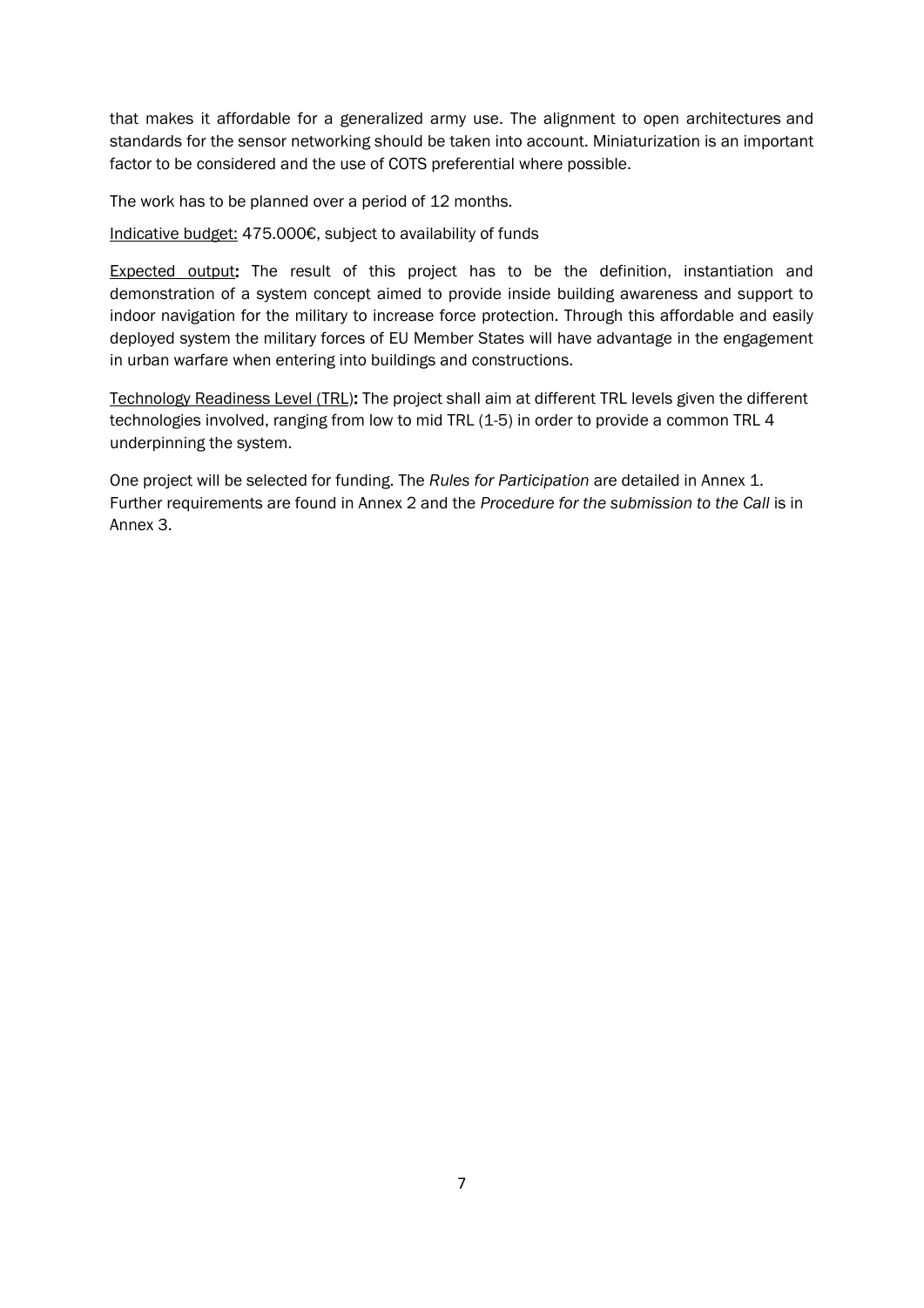that makes it affordable for a generalized army use. The alignment to open architectures and standards for the sensor networking should be taken into account. Miniaturization is an important factor to be considered and the use of COTS preferential where possible.

The work has to be planned over a period of 12 months.

<u>Indicative budget:</u> 475.000€, subject to availability of funds

<u>Expected output</u>**:** The result of this project has to be the definition, instantiation and demonstration of a system concept aimed to provide inside building awareness and support to indoor navigation for the military to increase force protection. Through this affordable and easily deployed system the military forces of EU Member States will have advantage in the engagement in urban warfare when entering into buildings and constructions.

<u>Technology Readiness Level (TRL)</u>**:** The project shall aim at different TRL levels given the different technologies involved, ranging from low to mid TRL (1-5) in order to provide a common TRL 4 underpinning the system.

One project will be selected for funding. The *Rules for Participation* are detailed in Annex 1. Further requirements are found in Annex 2 and the *Procedure for the submission to the Call* is in Annex 3.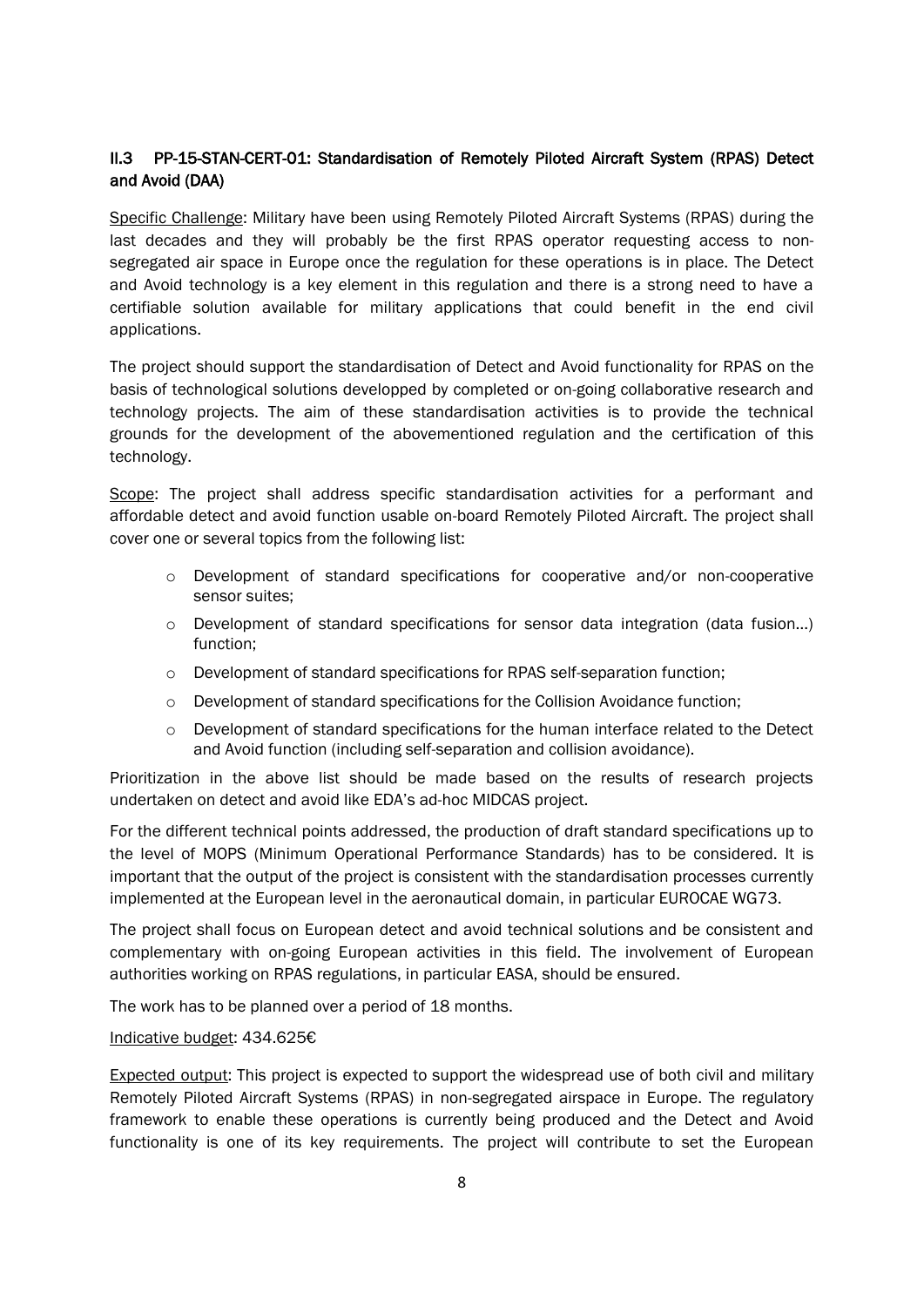### II.3 PP-15-STAN-CERT-01: Standardisation of Remotely Piloted Aircraft System (RPAS) Detect and Avoid (DAA)

Specific Challenge: Military have been using Remotely Piloted Aircraft Systems (RPAS) during the last decades and they will probably be the first RPAS operator requesting access to non-segregated air space in Europe once the regulation for these operations is in place. The Detect and Avoid technology is a key element in this regulation and there is a strong need to have a certifiable solution available for military applications that could benefit in the end civil applications.

The project should support the standardisation of Detect and Avoid functionality for RPAS on the basis of technological solutions developped by completed or on-going collaborative research and technology projects. The aim of these standardisation activities is to provide the technical grounds for the development of the abovementioned regulation and the certification of this technology.

Scope: The project shall address specific standardisation activities for a performant and affordable detect and avoid function usable on-board Remotely Piloted Aircraft. The project shall cover one or several topics from the following list:

- Development of standard specifications for cooperative and/or non-cooperative sensor suites;
- Development of standard specifications for sensor data integration (data fusion…) function;
- Development of standard specifications for RPAS self-separation function;
- Development of standard specifications for the Collision Avoidance function;
- Development of standard specifications for the human interface related to the Detect and Avoid function (including self-separation and collision avoidance).

Prioritization in the above list should be made based on the results of research projects undertaken on detect and avoid like EDA's ad-hoc MIDCAS project.

For the different technical points addressed, the production of draft standard specifications up to the level of MOPS (Minimum Operational Performance Standards) has to be considered. It is important that the output of the project is consistent with the standardisation processes currently implemented at the European level in the aeronautical domain, in particular EUROCAE WG73.

The project shall focus on European detect and avoid technical solutions and be consistent and complementary with on-going European activities in this field. The involvement of European authorities working on RPAS regulations, in particular EASA, should be ensured.

The work has to be planned over a period of 18 months.

Indicative budget: 434.625€

Expected output: This project is expected to support the widespread use of both civil and military Remotely Piloted Aircraft Systems (RPAS) in non-segregated airspace in Europe. The regulatory framework to enable these operations is currently being produced and the Detect and Avoid functionality is one of its key requirements. The project will contribute to set the European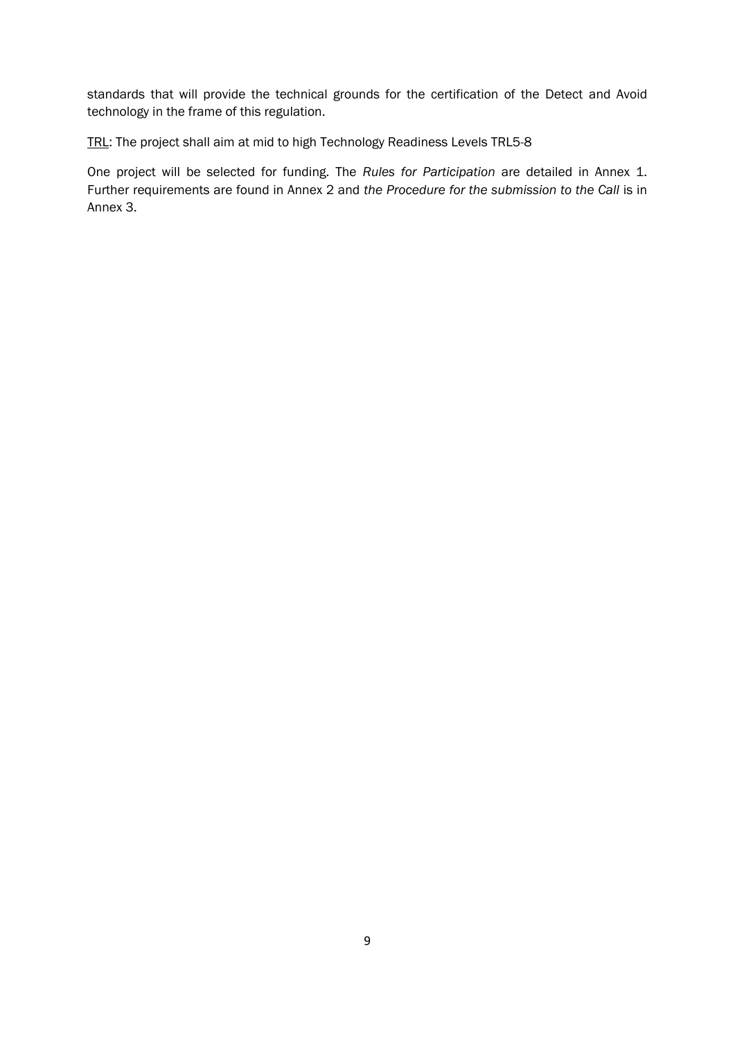standards that will provide the technical grounds for the certification of the Detect and Avoid technology in the frame of this regulation.

<u>TRL</u>: The project shall aim at mid to high Technology Readiness Levels TRL5-8

One project will be selected for funding. The *Rules for Participation* are detailed in Annex 1. Further requirements are found in Annex 2 and *the Procedure for the submission to the Call* is in Annex 3.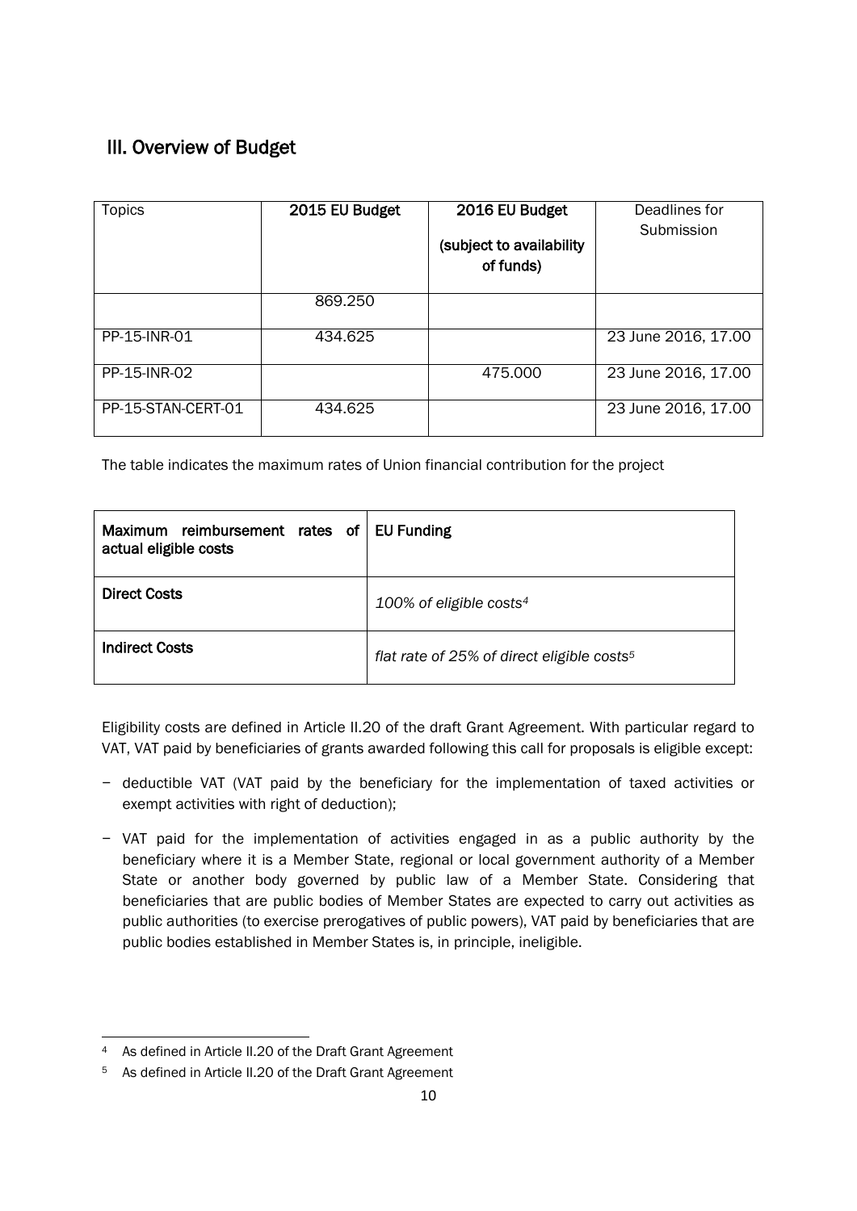## III. Overview of Budget

| Topics | 2015 EU Budget | 2016 EU Budget<br>(subject to availability of funds) | Deadlines for Submission |
|---|---|---|---|
| | 869.250 | | |
| PP-15-INR-01 | 434.625 | | 23 June 2016, 17.00 |
| PP-15-INR-02 | | 475.000 | 23 June 2016, 17.00 |
| PP-15-STAN-CERT-01 | 434.625 | | 23 June 2016, 17.00 |

The table indicates the maximum rates of Union financial contribution for the project

| **Maximum reimbursement rates of actual eligible costs** | **EU Funding** |
|---|---|
| **Direct Costs** | *100% of eligible costs*[4] |
| **Indirect Costs** | *flat rate of 25% of direct eligible costs*[5] |

Eligibility costs are defined in Article II.20 of the draft Grant Agreement. With particular regard to VAT, VAT paid by beneficiaries of grants awarded following this call for proposals is eligible except:

- deductible VAT (VAT paid by the beneficiary for the implementation of taxed activities or exempt activities with right of deduction);
- VAT paid for the implementation of activities engaged in as a public authority by the beneficiary where it is a Member State, regional or local government authority of a Member State or another body governed by public law of a Member State. Considering that beneficiaries that are public bodies of Member States are expected to carry out activities as public authorities (to exercise prerogatives of public powers), VAT paid by beneficiaries that are public bodies established in Member States is, in principle, ineligible.

[4] As defined in Article II.20 of the Draft Grant Agreement

[5] As defined in Article II.20 of the Draft Grant Agreement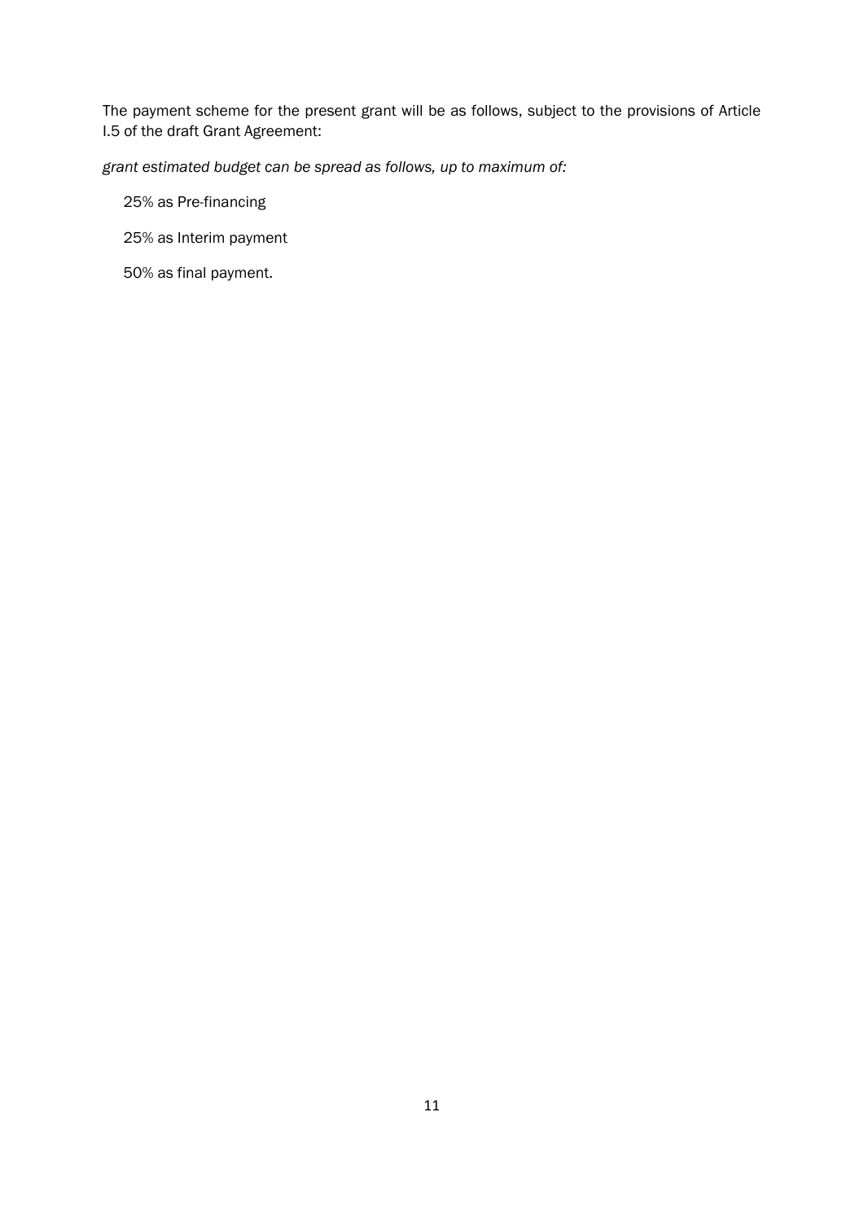The payment scheme for the present grant will be as follows, subject to the provisions of Article I.5 of the draft Grant Agreement:

*grant estimated budget can be spread as follows, up to maximum of:*

25% as Pre-financing

25% as Interim payment

50% as final payment.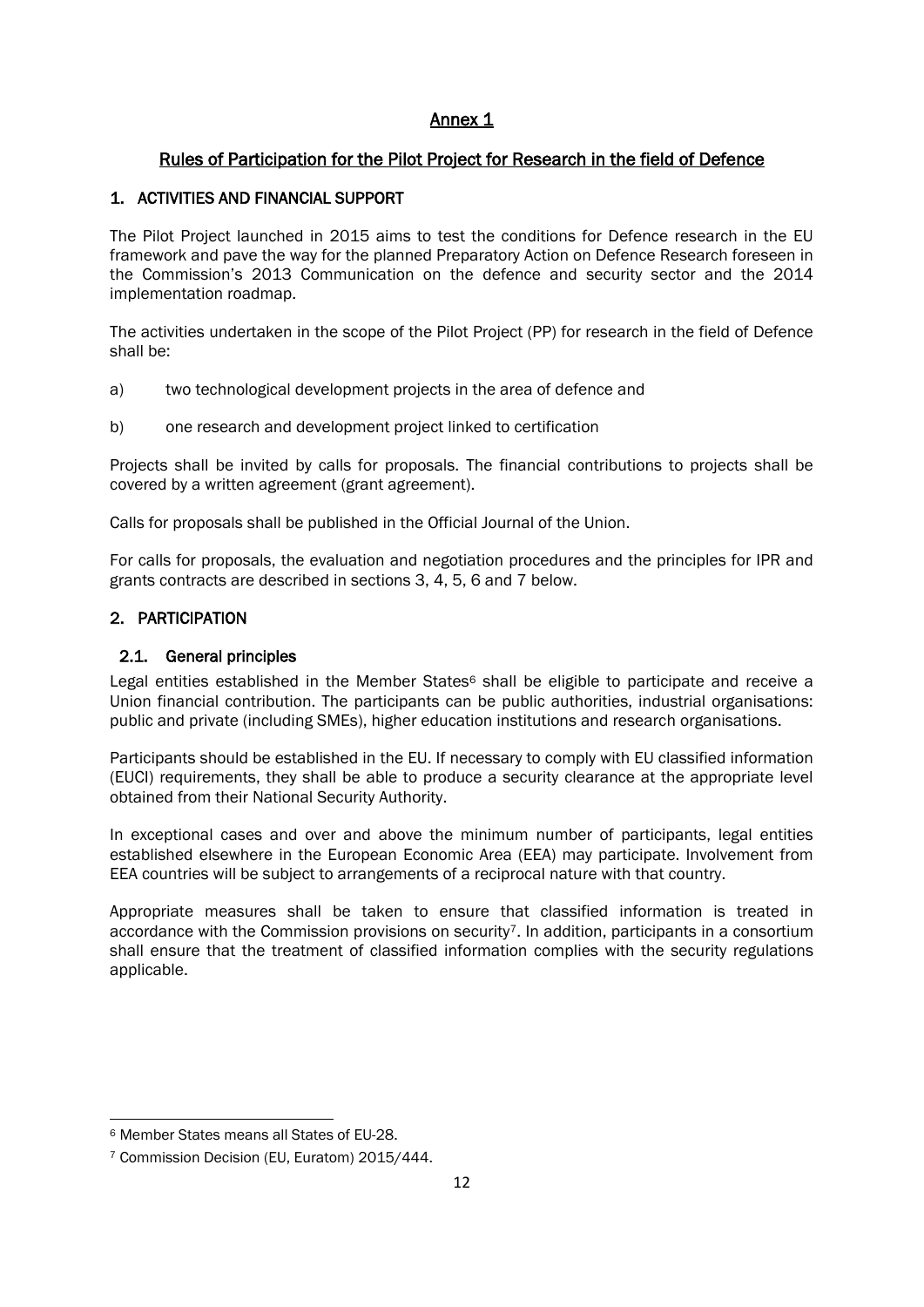# Annex 1

## Rules of Participation for the Pilot Project for Research in the field of Defence

## 1. ACTIVITIES AND FINANCIAL SUPPORT

The Pilot Project launched in 2015 aims to test the conditions for Defence research in the EU framework and pave the way for the planned Preparatory Action on Defence Research foreseen in the Commission's 2013 Communication on the defence and security sector and the 2014 implementation roadmap.

The activities undertaken in the scope of the Pilot Project (PP) for research in the field of Defence shall be:

a) two technological development projects in the area of defence and

b) one research and development project linked to certification

Projects shall be invited by calls for proposals. The financial contributions to projects shall be covered by a written agreement (grant agreement).

Calls for proposals shall be published in the Official Journal of the Union.

For calls for proposals, the evaluation and negotiation procedures and the principles for IPR and grants contracts are described in sections 3, 4, 5, 6 and 7 below.

## 2. PARTICIPATION

### 2.1. General principles

Legal entities established in the Member States[6] shall be eligible to participate and receive a Union financial contribution. The participants can be public authorities, industrial organisations: public and private (including SMEs), higher education institutions and research organisations.

Participants should be established in the EU. If necessary to comply with EU classified information (EUCI) requirements, they shall be able to produce a security clearance at the appropriate level obtained from their National Security Authority.

In exceptional cases and over and above the minimum number of participants, legal entities established elsewhere in the European Economic Area (EEA) may participate. Involvement from EEA countries will be subject to arrangements of a reciprocal nature with that country.

Appropriate measures shall be taken to ensure that classified information is treated in accordance with the Commission provisions on security[7]. In addition, participants in a consortium shall ensure that the treatment of classified information complies with the security regulations applicable.

---

[6] Member States means all States of EU-28.

[7] Commission Decision (EU, Euratom) 2015/444.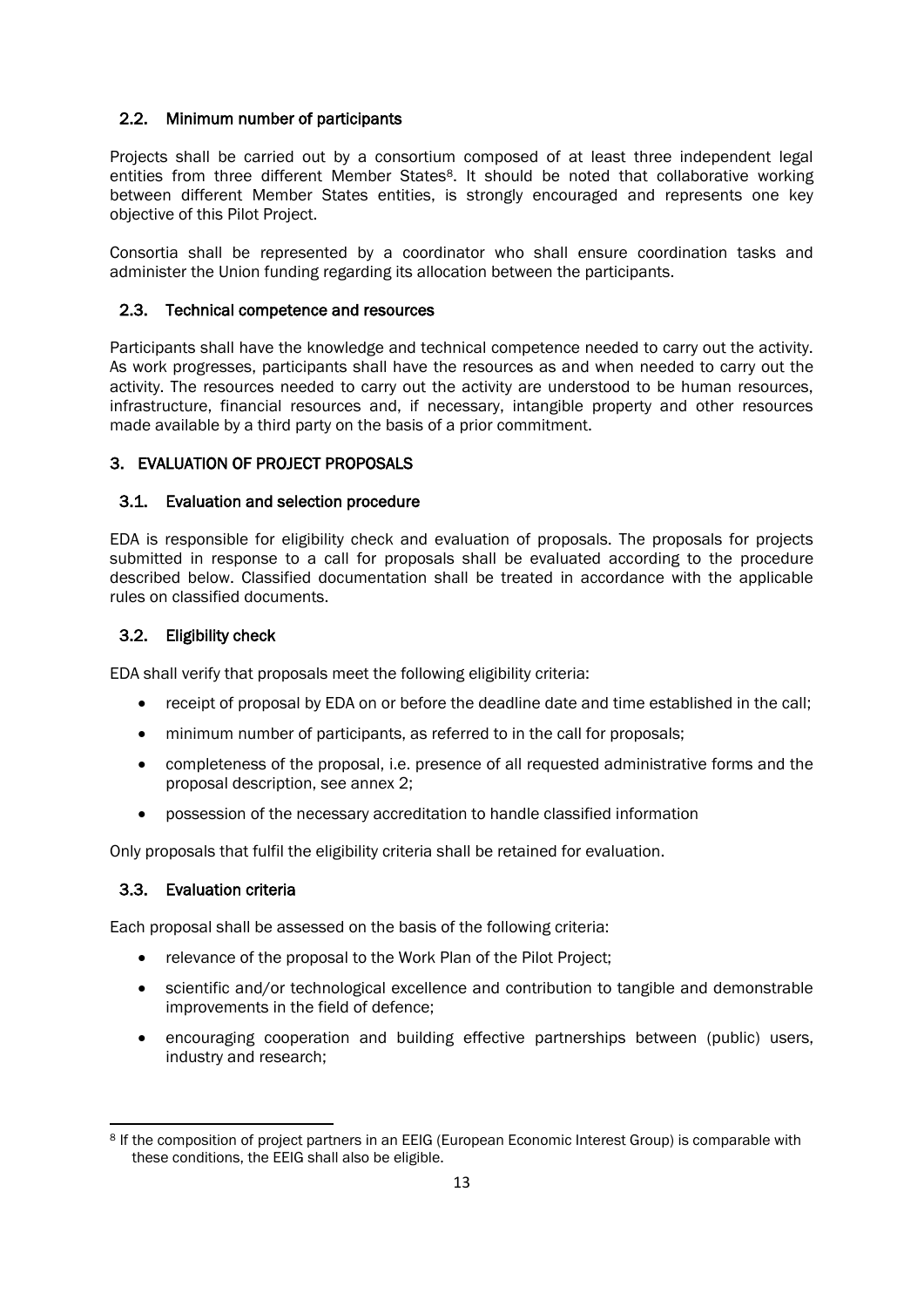### 2.2. Minimum number of participants

Projects shall be carried out by a consortium composed of at least three independent legal entities from three different Member States[8]. It should be noted that collaborative working between different Member States entities, is strongly encouraged and represents one key objective of this Pilot Project.

Consortia shall be represented by a coordinator who shall ensure coordination tasks and administer the Union funding regarding its allocation between the participants.

### 2.3. Technical competence and resources

Participants shall have the knowledge and technical competence needed to carry out the activity. As work progresses, participants shall have the resources as and when needed to carry out the activity. The resources needed to carry out the activity are understood to be human resources, infrastructure, financial resources and, if necessary, intangible property and other resources made available by a third party on the basis of a prior commitment.

## 3. EVALUATION OF PROJECT PROPOSALS

### 3.1. Evaluation and selection procedure

EDA is responsible for eligibility check and evaluation of proposals. The proposals for projects submitted in response to a call for proposals shall be evaluated according to the procedure described below. Classified documentation shall be treated in accordance with the applicable rules on classified documents.

### 3.2. Eligibility check

EDA shall verify that proposals meet the following eligibility criteria:

- receipt of proposal by EDA on or before the deadline date and time established in the call;
- minimum number of participants, as referred to in the call for proposals;
- completeness of the proposal, i.e. presence of all requested administrative forms and the proposal description, see annex 2;
- possession of the necessary accreditation to handle classified information

Only proposals that fulfil the eligibility criteria shall be retained for evaluation.

### 3.3. Evaluation criteria

Each proposal shall be assessed on the basis of the following criteria:

- relevance of the proposal to the Work Plan of the Pilot Project;
- scientific and/or technological excellence and contribution to tangible and demonstrable improvements in the field of defence;
- encouraging cooperation and building effective partnerships between (public) users, industry and research;

---

[8] If the composition of project partners in an EEIG (European Economic Interest Group) is comparable with these conditions, the EEIG shall also be eligible.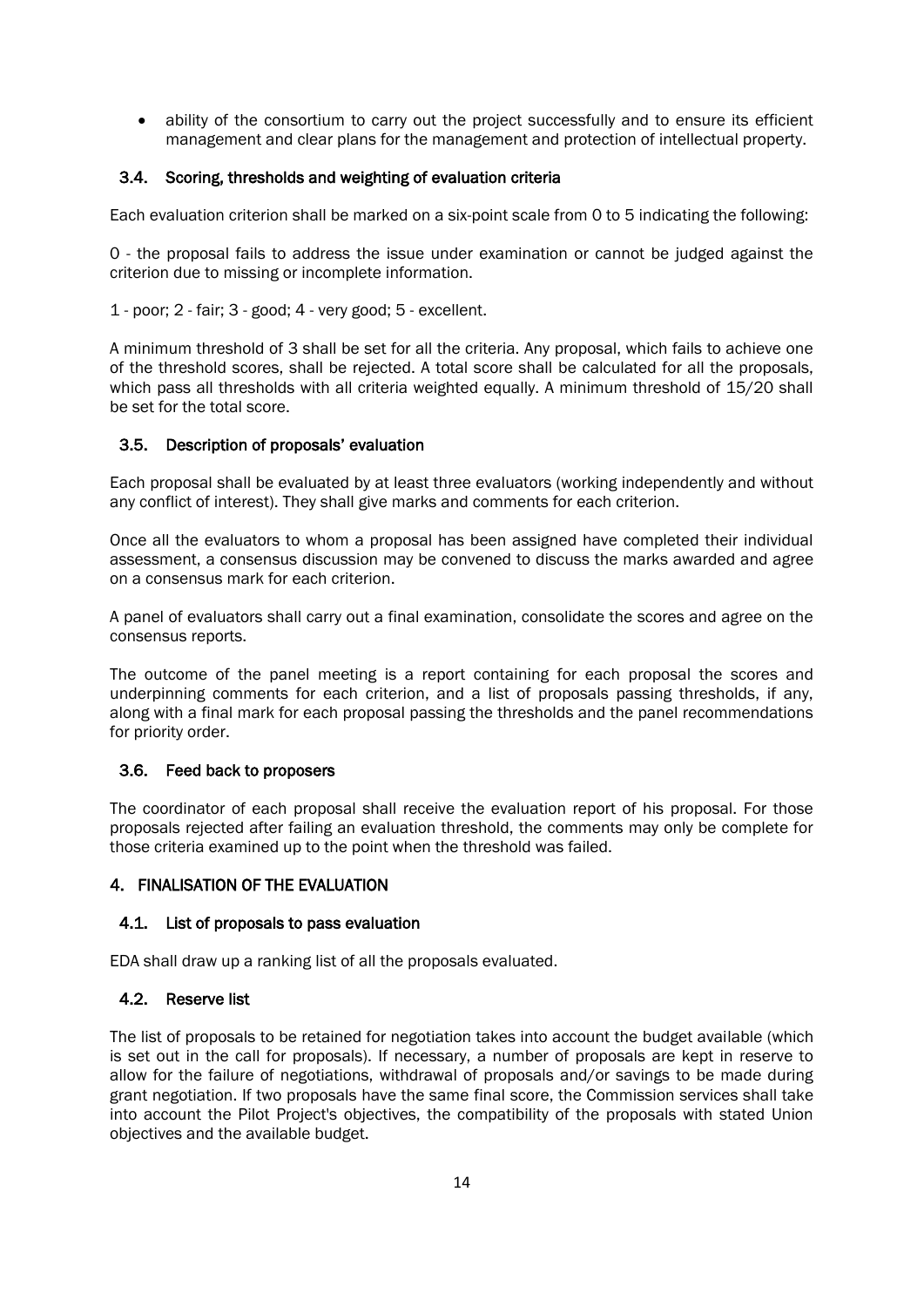- ability of the consortium to carry out the project successfully and to ensure its efficient management and clear plans for the management and protection of intellectual property.

### 3.4. Scoring, thresholds and weighting of evaluation criteria

Each evaluation criterion shall be marked on a six-point scale from 0 to 5 indicating the following:

0 - the proposal fails to address the issue under examination or cannot be judged against the criterion due to missing or incomplete information.

1 - poor; 2 - fair; 3 - good; 4 - very good; 5 - excellent.

A minimum threshold of 3 shall be set for all the criteria. Any proposal, which fails to achieve one of the threshold scores, shall be rejected. A total score shall be calculated for all the proposals, which pass all thresholds with all criteria weighted equally. A minimum threshold of 15/20 shall be set for the total score.

### 3.5. Description of proposals' evaluation

Each proposal shall be evaluated by at least three evaluators (working independently and without any conflict of interest). They shall give marks and comments for each criterion.

Once all the evaluators to whom a proposal has been assigned have completed their individual assessment, a consensus discussion may be convened to discuss the marks awarded and agree on a consensus mark for each criterion.

A panel of evaluators shall carry out a final examination, consolidate the scores and agree on the consensus reports.

The outcome of the panel meeting is a report containing for each proposal the scores and underpinning comments for each criterion, and a list of proposals passing thresholds, if any, along with a final mark for each proposal passing the thresholds and the panel recommendations for priority order.

### 3.6. Feed back to proposers

The coordinator of each proposal shall receive the evaluation report of his proposal. For those proposals rejected after failing an evaluation threshold, the comments may only be complete for those criteria examined up to the point when the threshold was failed.

## 4. FINALISATION OF THE EVALUATION

### 4.1. List of proposals to pass evaluation

EDA shall draw up a ranking list of all the proposals evaluated.

### 4.2. Reserve list

The list of proposals to be retained for negotiation takes into account the budget available (which is set out in the call for proposals). If necessary, a number of proposals are kept in reserve to allow for the failure of negotiations, withdrawal of proposals and/or savings to be made during grant negotiation. If two proposals have the same final score, the Commission services shall take into account the Pilot Project's objectives, the compatibility of the proposals with stated Union objectives and the available budget.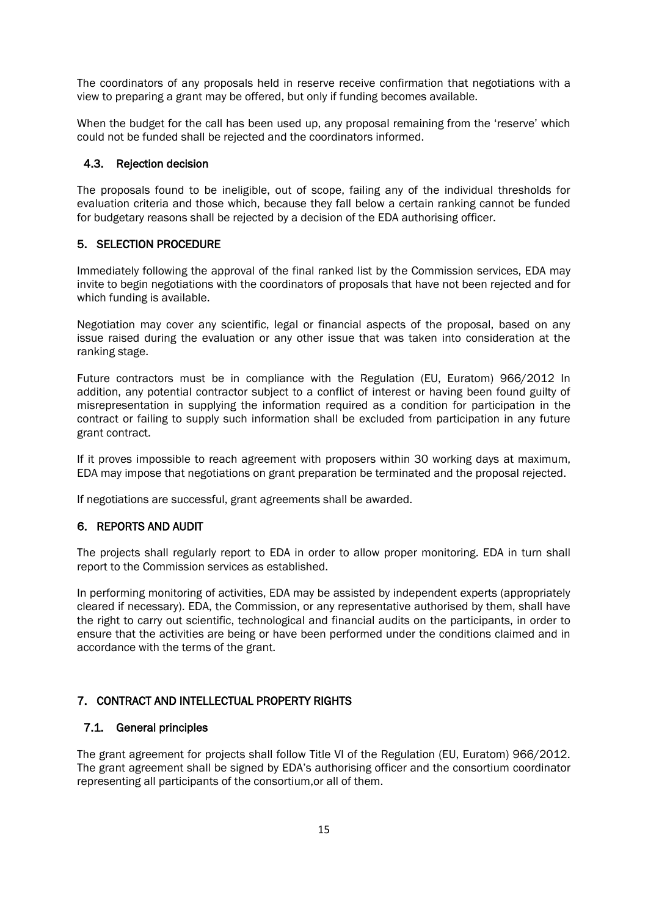The coordinators of any proposals held in reserve receive confirmation that negotiations with a view to preparing a grant may be offered, but only if funding becomes available.

When the budget for the call has been used up, any proposal remaining from the 'reserve' which could not be funded shall be rejected and the coordinators informed.

### 4.3. Rejection decision

The proposals found to be ineligible, out of scope, failing any of the individual thresholds for evaluation criteria and those which, because they fall below a certain ranking cannot be funded for budgetary reasons shall be rejected by a decision of the EDA authorising officer.

## 5. SELECTION PROCEDURE

Immediately following the approval of the final ranked list by the Commission services, EDA may invite to begin negotiations with the coordinators of proposals that have not been rejected and for which funding is available.

Negotiation may cover any scientific, legal or financial aspects of the proposal, based on any issue raised during the evaluation or any other issue that was taken into consideration at the ranking stage.

Future contractors must be in compliance with the Regulation (EU, Euratom) 966/2012 In addition, any potential contractor subject to a conflict of interest or having been found guilty of misrepresentation in supplying the information required as a condition for participation in the contract or failing to supply such information shall be excluded from participation in any future grant contract.

If it proves impossible to reach agreement with proposers within 30 working days at maximum, EDA may impose that negotiations on grant preparation be terminated and the proposal rejected.

If negotiations are successful, grant agreements shall be awarded.

## 6. REPORTS AND AUDIT

The projects shall regularly report to EDA in order to allow proper monitoring. EDA in turn shall report to the Commission services as established.

In performing monitoring of activities, EDA may be assisted by independent experts (appropriately cleared if necessary). EDA, the Commission, or any representative authorised by them, shall have the right to carry out scientific, technological and financial audits on the participants, in order to ensure that the activities are being or have been performed under the conditions claimed and in accordance with the terms of the grant.

## 7. CONTRACT AND INTELLECTUAL PROPERTY RIGHTS

### 7.1. General principles

The grant agreement for projects shall follow Title VI of the Regulation (EU, Euratom) 966/2012. The grant agreement shall be signed by EDA's authorising officer and the consortium coordinator representing all participants of the consortium,or all of them.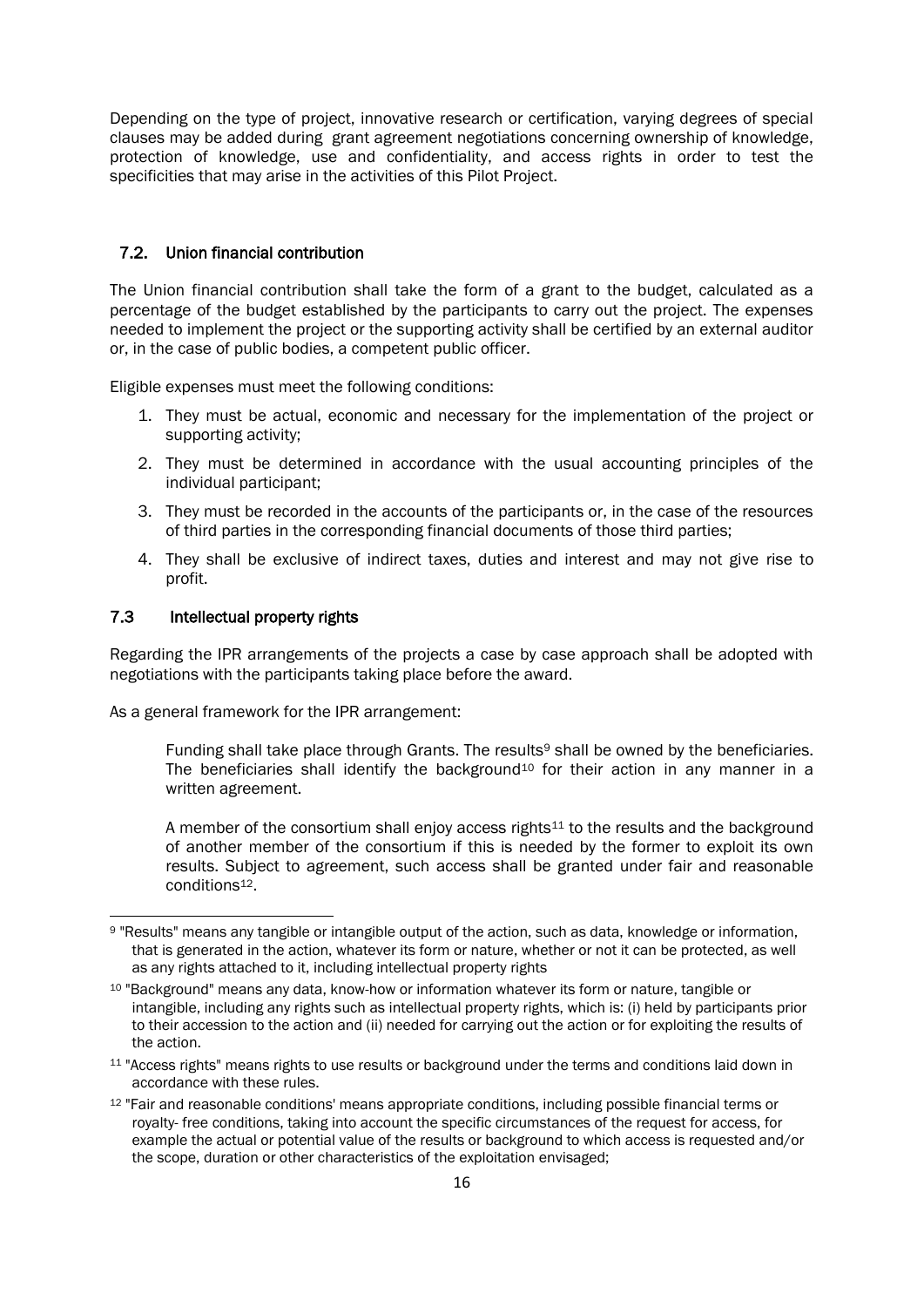Depending on the type of project, innovative research or certification, varying degrees of special clauses may be added during grant agreement negotiations concerning ownership of knowledge, protection of knowledge, use and confidentiality, and access rights in order to test the specificities that may arise in the activities of this Pilot Project.

### 7.2. Union financial contribution

The Union financial contribution shall take the form of a grant to the budget, calculated as a percentage of the budget established by the participants to carry out the project. The expenses needed to implement the project or the supporting activity shall be certified by an external auditor or, in the case of public bodies, a competent public officer.

Eligible expenses must meet the following conditions:

1. They must be actual, economic and necessary for the implementation of the project or supporting activity;
2. They must be determined in accordance with the usual accounting principles of the individual participant;
3. They must be recorded in the accounts of the participants or, in the case of the resources of third parties in the corresponding financial documents of those third parties;
4. They shall be exclusive of indirect taxes, duties and interest and may not give rise to profit.

### 7.3 Intellectual property rights

Regarding the IPR arrangements of the projects a case by case approach shall be adopted with negotiations with the participants taking place before the award.

As a general framework for the IPR arrangement:

> Funding shall take place through Grants. The results[9] shall be owned by the beneficiaries. The beneficiaries shall identify the background[10] for their action in any manner in a written agreement.
>
> A member of the consortium shall enjoy access rights[11] to the results and the background of another member of the consortium if this is needed by the former to exploit its own results. Subject to agreement, such access shall be granted under fair and reasonable conditions[12].

---

[9] "Results" means any tangible or intangible output of the action, such as data, knowledge or information, that is generated in the action, whatever its form or nature, whether or not it can be protected, as well as any rights attached to it, including intellectual property rights

[10] "Background" means any data, know-how or information whatever its form or nature, tangible or intangible, including any rights such as intellectual property rights, which is: (i) held by participants prior to their accession to the action and (ii) needed for carrying out the action or for exploiting the results of the action.

[11] "Access rights" means rights to use results or background under the terms and conditions laid down in accordance with these rules.

[12] "Fair and reasonable conditions' means appropriate conditions, including possible financial terms or royalty- free conditions, taking into account the specific circumstances of the request for access, for example the actual or potential value of the results or background to which access is requested and/or the scope, duration or other characteristics of the exploitation envisaged;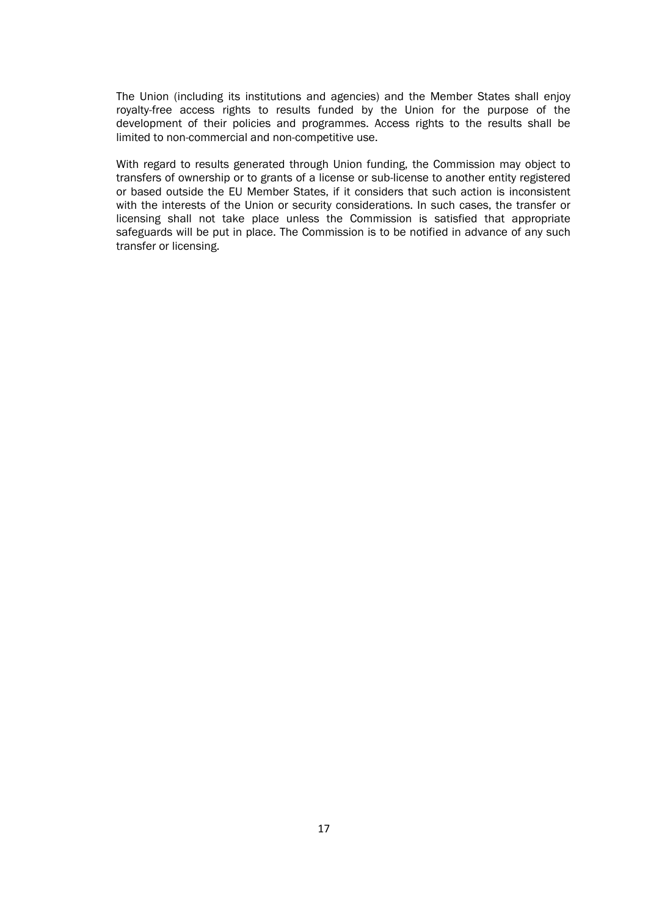The Union (including its institutions and agencies) and the Member States shall enjoy royalty-free access rights to results funded by the Union for the purpose of the development of their policies and programmes. Access rights to the results shall be limited to non-commercial and non-competitive use.

With regard to results generated through Union funding, the Commission may object to transfers of ownership or to grants of a license or sub-license to another entity registered or based outside the EU Member States, if it considers that such action is inconsistent with the interests of the Union or security considerations. In such cases, the transfer or licensing shall not take place unless the Commission is satisfied that appropriate safeguards will be put in place. The Commission is to be notified in advance of any such transfer or licensing.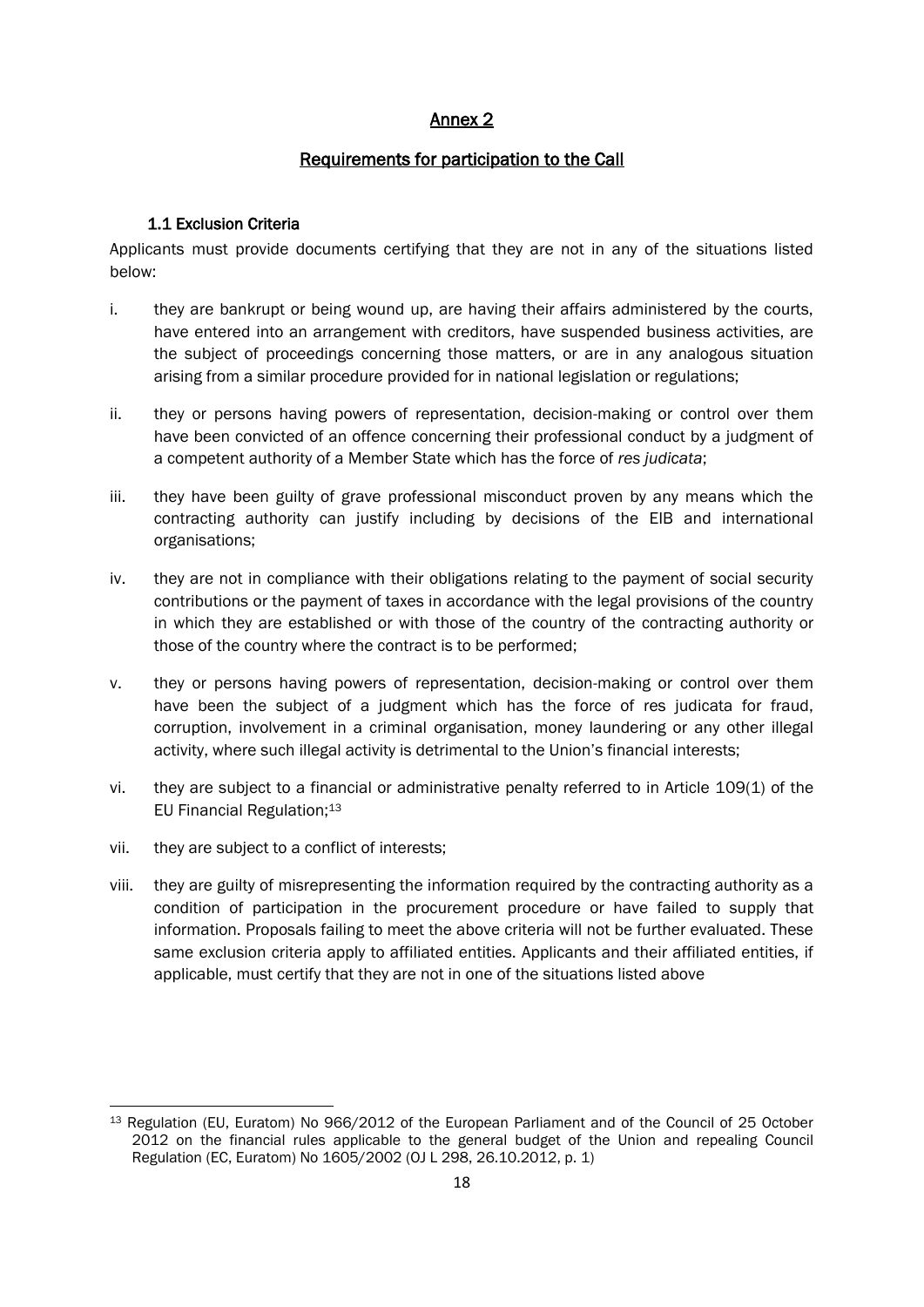## Annex 2

## Requirements for participation to the Call

### 1.1 Exclusion Criteria

Applicants must provide documents certifying that they are not in any of the situations listed below:

i. they are bankrupt or being wound up, are having their affairs administered by the courts, have entered into an arrangement with creditors, have suspended business activities, are the subject of proceedings concerning those matters, or are in any analogous situation arising from a similar procedure provided for in national legislation or regulations;

ii. they or persons having powers of representation, decision-making or control over them have been convicted of an offence concerning their professional conduct by a judgment of a competent authority of a Member State which has the force of *res judicata*;

iii. they have been guilty of grave professional misconduct proven by any means which the contracting authority can justify including by decisions of the EIB and international organisations;

iv. they are not in compliance with their obligations relating to the payment of social security contributions or the payment of taxes in accordance with the legal provisions of the country in which they are established or with those of the country of the contracting authority or those of the country where the contract is to be performed;

v. they or persons having powers of representation, decision-making or control over them have been the subject of a judgment which has the force of res judicata for fraud, corruption, involvement in a criminal organisation, money laundering or any other illegal activity, where such illegal activity is detrimental to the Union's financial interests;

vi. they are subject to a financial or administrative penalty referred to in Article 109(1) of the EU Financial Regulation;[13]

vii. they are subject to a conflict of interests;

viii. they are guilty of misrepresenting the information required by the contracting authority as a condition of participation in the procurement procedure or have failed to supply that information. Proposals failing to meet the above criteria will not be further evaluated. These same exclusion criteria apply to affiliated entities. Applicants and their affiliated entities, if applicable, must certify that they are not in one of the situations listed above

---

[13] Regulation (EU, Euratom) No 966/2012 of the European Parliament and of the Council of 25 October 2012 on the financial rules applicable to the general budget of the Union and repealing Council Regulation (EC, Euratom) No 1605/2002 (OJ L 298, 26.10.2012, p. 1)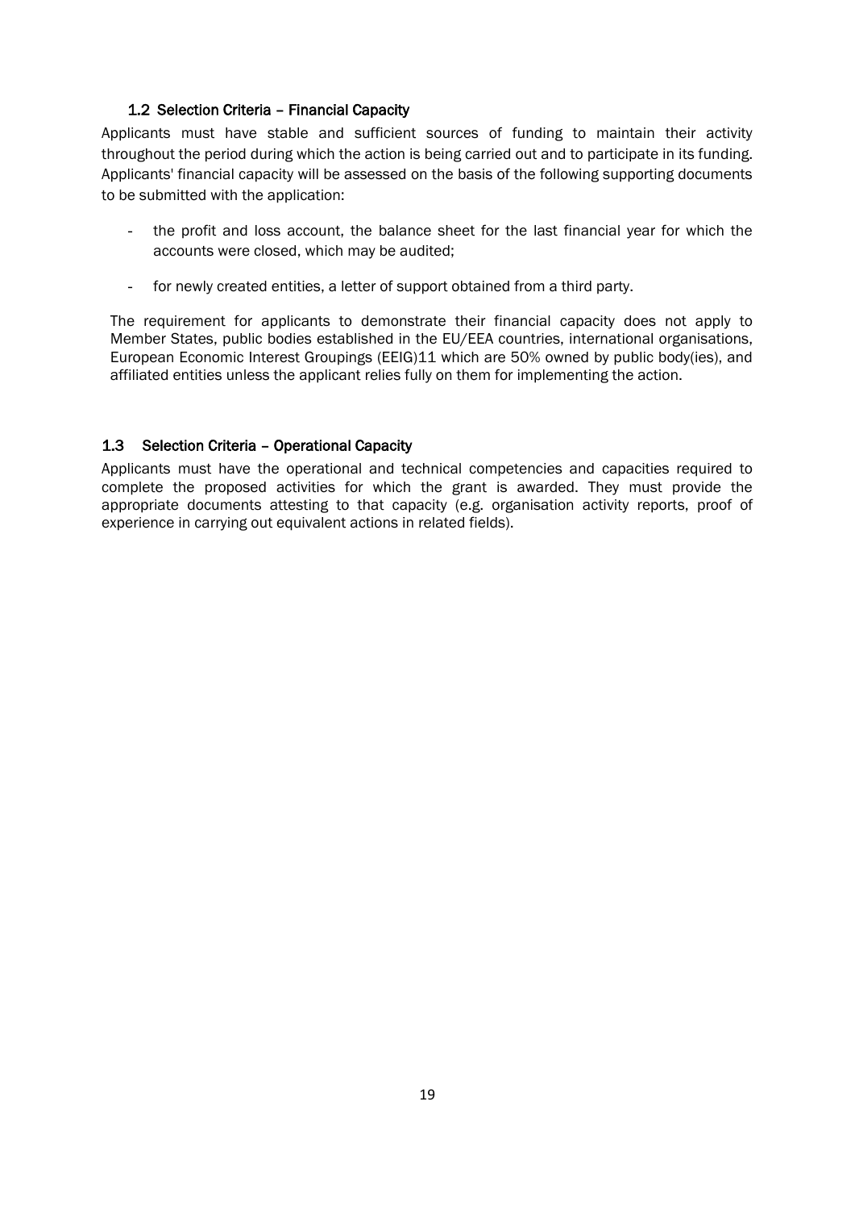### 1.2 Selection Criteria – Financial Capacity

Applicants must have stable and sufficient sources of funding to maintain their activity throughout the period during which the action is being carried out and to participate in its funding. Applicants' financial capacity will be assessed on the basis of the following supporting documents to be submitted with the application:

- the profit and loss account, the balance sheet for the last financial year for which the accounts were closed, which may be audited;
- for newly created entities, a letter of support obtained from a third party.

The requirement for applicants to demonstrate their financial capacity does not apply to Member States, public bodies established in the EU/EEA countries, international organisations, European Economic Interest Groupings (EEIG)[11] which are 50% owned by public body(ies), and affiliated entities unless the applicant relies fully on them for implementing the action.

### 1.3 Selection Criteria – Operational Capacity

Applicants must have the operational and technical competencies and capacities required to complete the proposed activities for which the grant is awarded. They must provide the appropriate documents attesting to that capacity (e.g. organisation activity reports, proof of experience in carrying out equivalent actions in related fields).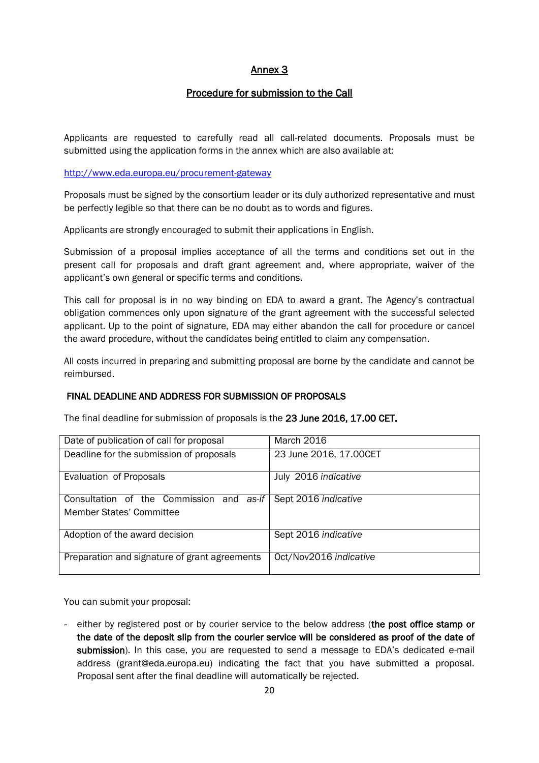# Annex 3

## Procedure for submission to the Call

Applicants are requested to carefully read all call-related documents. Proposals must be submitted using the application forms in the annex which are also available at:

http://www.eda.europa.eu/procurement-gateway

Proposals must be signed by the consortium leader or its duly authorized representative and must be perfectly legible so that there can be no doubt as to words and figures.

Applicants are strongly encouraged to submit their applications in English.

Submission of a proposal implies acceptance of all the terms and conditions set out in the present call for proposals and draft grant agreement and, where appropriate, waiver of the applicant's own general or specific terms and conditions.

This call for proposal is in no way binding on EDA to award a grant. The Agency's contractual obligation commences only upon signature of the grant agreement with the successful selected applicant. Up to the point of signature, EDA may either abandon the call for procedure or cancel the award procedure, without the candidates being entitled to claim any compensation.

All costs incurred in preparing and submitting proposal are borne by the candidate and cannot be reimbursed.

### FINAL DEADLINE AND ADDRESS FOR SUBMISSION OF PROPOSALS

The final deadline for submission of proposals is the **23 June 2016, 17.00 CET.**

| Date of publication of call for proposal | March 2016 |
|---|---|
| Deadline for the submission of proposals | 23 June 2016, 17.00CET |
| Evaluation of Proposals | July 2016 *indicative* |
| Consultation of the Commission and *as-if* Member States' Committee | Sept 2016 *indicative* |
| Adoption of the award decision | Sept 2016 *indicative* |
| Preparation and signature of grant agreements | Oct/Nov2016 *indicative* |

You can submit your proposal:

- either by registered post or by courier service to the below address (**the post office stamp or the date of the deposit slip from the courier service will be considered as proof of the date of submission**). In this case, you are requested to send a message to EDA's dedicated e-mail address (grant@eda.europa.eu) indicating the fact that you have submitted a proposal. Proposal sent after the final deadline will automatically be rejected.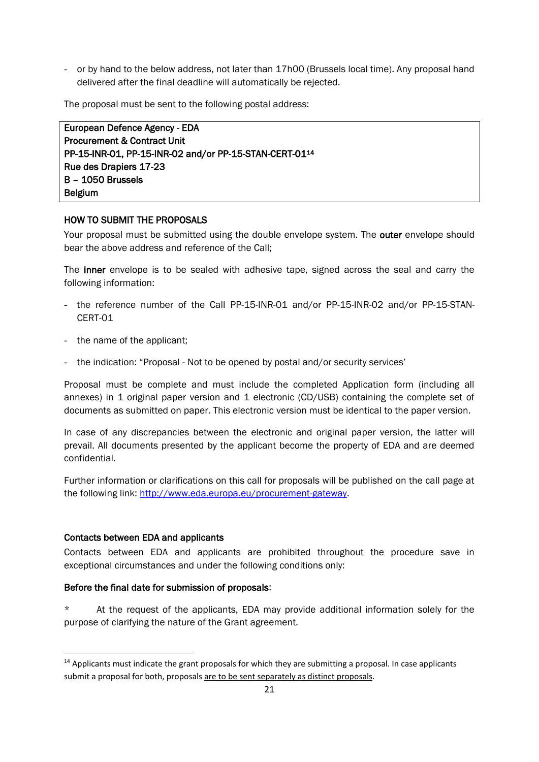- or by hand to the below address, not later than 17h00 (Brussels local time). Any proposal hand delivered after the final deadline will automatically be rejected.

The proposal must be sent to the following postal address:

| **European Defence Agency - EDA**<br>**Procurement & Contract Unit**<br>**PP-15-INR-01, PP-15-INR-02 and/or PP-15-STAN-CERT-01**[14]<br>**Rue des Drapiers 17-23**<br>**B – 1050 Brussels**<br>**Belgium** |
|---|

**HOW TO SUBMIT THE PROPOSALS**

Your proposal must be submitted using the double envelope system. The **outer** envelope should bear the above address and reference of the Call;

The **inner** envelope is to be sealed with adhesive tape, signed across the seal and carry the following information:

- the reference number of the Call PP-15-INR-01 and/or PP-15-INR-02 and/or PP-15-STAN-CERT-01
- the name of the applicant;
- the indication: "Proposal - Not to be opened by postal and/or security services'

Proposal must be complete and must include the completed Application form (including all annexes) in 1 original paper version and 1 electronic (CD/USB) containing the complete set of documents as submitted on paper. This electronic version must be identical to the paper version.

In case of any discrepancies between the electronic and original paper version, the latter will prevail. All documents presented by the applicant become the property of EDA and are deemed confidential.

Further information or clarifications on this call for proposals will be published on the call page at the following link: [http://www.eda.europa.eu/procurement-gateway](http://www.eda.europa.eu/procurement-gateway).

**Contacts between EDA and applicants**

Contacts between EDA and applicants are prohibited throughout the procedure save in exceptional circumstances and under the following conditions only:

**Before the final date for submission of proposals**:

\* At the request of the applicants, EDA may provide additional information solely for the purpose of clarifying the nature of the Grant agreement.

[14] Applicants must indicate the grant proposals for which they are submitting a proposal. In case applicants submit a proposal for both, proposals <u>are to be sent separately as distinct proposals</u>.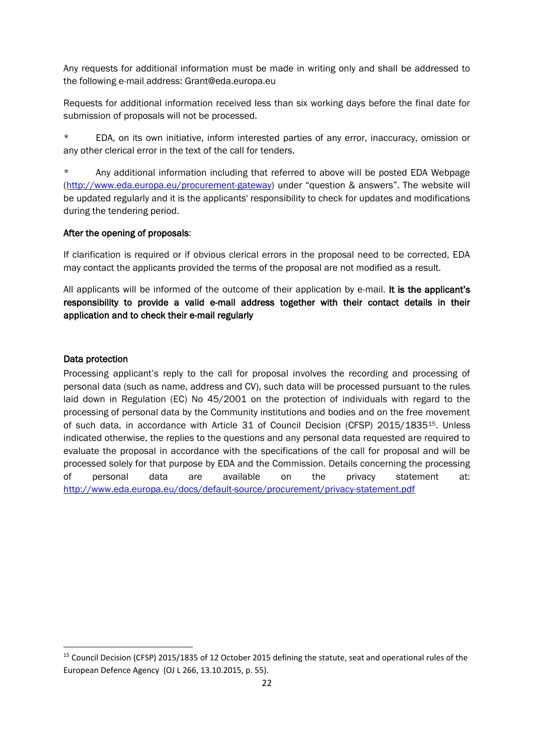Any requests for additional information must be made in writing only and shall be addressed to the following e-mail address: Grant@eda.europa.eu

Requests for additional information received less than six working days before the final date for submission of proposals will not be processed.

*  EDA, on its own initiative, inform interested parties of any error, inaccuracy, omission or any other clerical error in the text of the call for tenders.

*  Any additional information including that referred to above will be posted EDA Webpage (http://www.eda.europa.eu/procurement-gateway) under "question & answers". The website will be updated regularly and it is the applicants' responsibility to check for updates and modifications during the tendering period.

After the opening of proposals:

If clarification is required or if obvious clerical errors in the proposal need to be corrected, EDA may contact the applicants provided the terms of the proposal are not modified as a result.

All applicants will be informed of the outcome of their application by e-mail. **It is the applicant's responsibility to provide a valid e-mail address together with their contact details in their application and to check their e-mail regularly**

## Data protection

Processing applicant's reply to the call for proposal involves the recording and processing of personal data (such as name, address and CV), such data will be processed pursuant to the rules laid down in Regulation (EC) No 45/2001 on the protection of individuals with regard to the processing of personal data by the Community institutions and bodies and on the free movement of such data, in accordance with Article 31 of Council Decision (CFSP) 2015/1835[15]. Unless indicated otherwise, the replies to the questions and any personal data requested are required to evaluate the proposal in accordance with the specifications of the call for proposal and will be processed solely for that purpose by EDA and the Commission. Details concerning the processing of personal data are available on the privacy statement at: http://www.eda.europa.eu/docs/default-source/procurement/privacy-statement.pdf

[15] Council Decision (CFSP) 2015/1835 of 12 October 2015 defining the statute, seat and operational rules of the European Defence Agency (OJ L 266, 13.10.2015, p. 55).